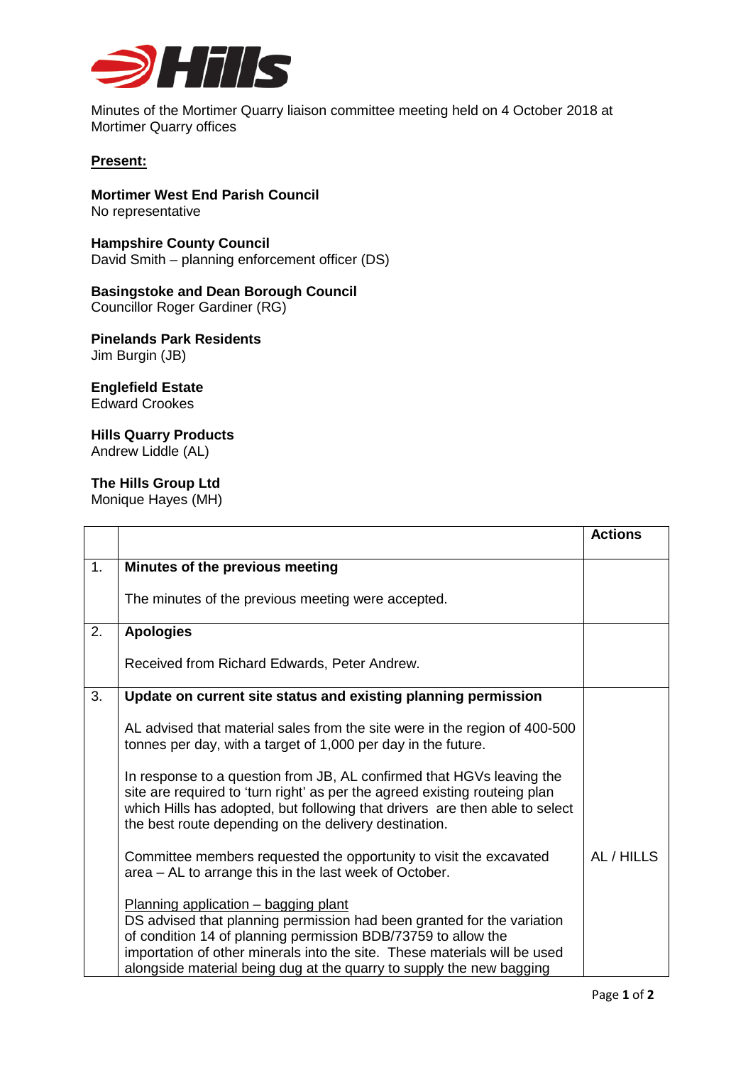Minutes of the Mortimer Quarry liaison committee meeting held on 4 October 2018 at Mortimer Quarry offices

**Present:**

**Mortimer West End Parish Council**
No representative

**Hampshire County Council**
David Smith – planning enforcement officer (DS)

**Basingstoke and Dean Borough Council**
Councillor Roger Gardiner (RG)

**Pinelands Park Residents**
Jim Burgin (JB)

**Englefield Estate**
Edward Crookes

**Hills Quarry Products**
Andrew Liddle (AL)

**The Hills Group Ltd**
Monique Hayes (MH)

| | | **Actions** |
|---|---|---|
| 1. | **Minutes of the previous meeting**<br><br>The minutes of the previous meeting were accepted. | |
| 2. | **Apologies**<br><br>Received from Richard Edwards, Peter Andrew. | |
| 3. | **Update on current site status and existing planning permission**<br><br>AL advised that material sales from the site were in the region of 400-500 tonnes per day, with a target of 1,000 per day in the future.<br><br>In response to a question from JB, AL confirmed that HGVs leaving the site are required to 'turn right' as per the agreed existing routeing plan which Hills has adopted, but following that drivers are then able to select the best route depending on the delivery destination.<br><br>Committee members requested the opportunity to visit the excavated area – AL to arrange this in the last week of October.<br><br>Planning application – bagging plant<br>DS advised that planning permission had been granted for the variation of condition 14 of planning permission BDB/73759 to allow the importation of other minerals into the site. These materials will be used alongside material being dug at the quarry to supply the new bagging | AL / HILLS |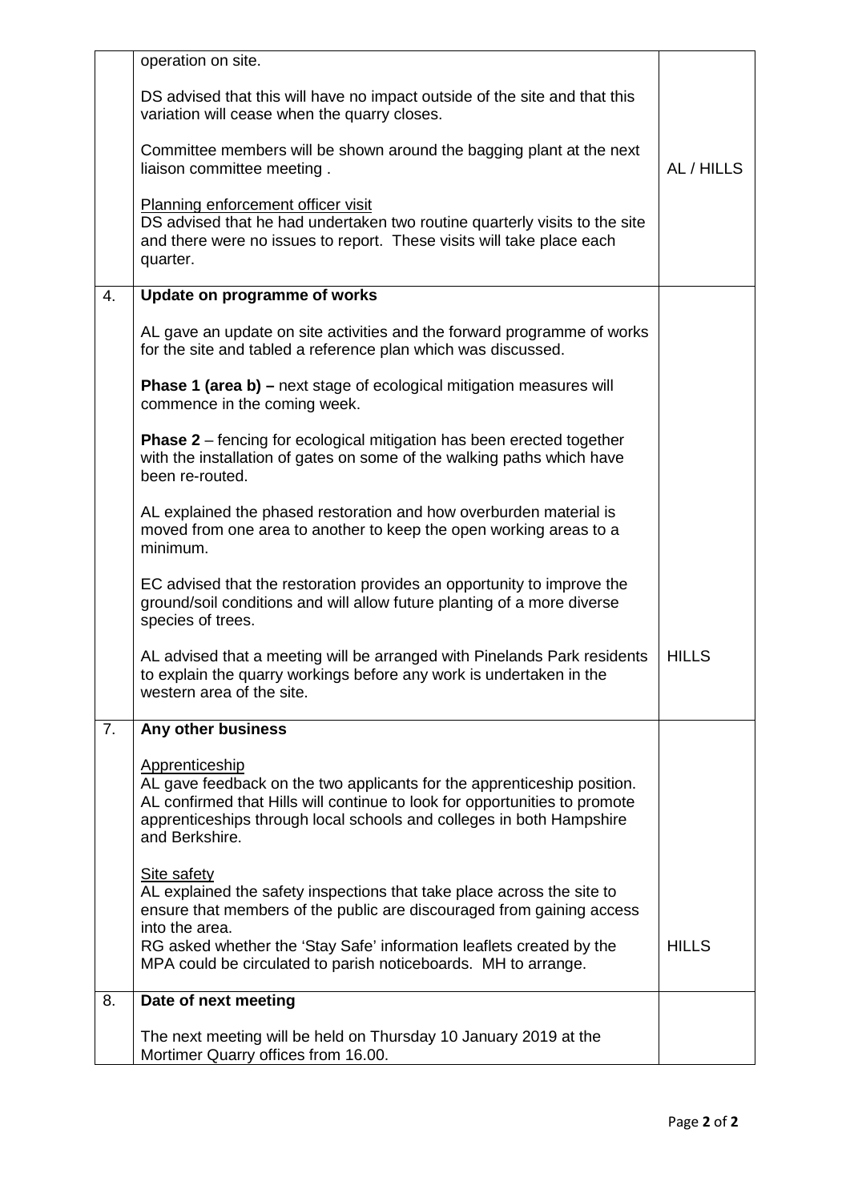| | | |
|---|---|---|
| | operation on site.<br><br>DS advised that this will have no impact outside of the site and that this variation will cease when the quarry closes.<br><br>Committee members will be shown around the bagging plant at the next liaison committee meeting . | AL / HILLS |
| | <u>Planning enforcement officer visit</u><br>DS advised that he had undertaken two routine quarterly visits to the site and there were no issues to report. These visits will take place each quarter. | |
| 4. | **Update on programme of works**<br><br>AL gave an update on site activities and the forward programme of works for the site and tabled a reference plan which was discussed.<br><br>**Phase 1 (area b) –** next stage of ecological mitigation measures will commence in the coming week.<br><br>**Phase 2** – fencing for ecological mitigation has been erected together with the installation of gates on some of the walking paths which have been re-routed.<br><br>AL explained the phased restoration and how overburden material is moved from one area to another to keep the open working areas to a minimum.<br><br>EC advised that the restoration provides an opportunity to improve the ground/soil conditions and will allow future planting of a more diverse species of trees. | |
| | AL advised that a meeting will be arranged with Pinelands Park residents to explain the quarry workings before any work is undertaken in the western area of the site. | HILLS |
| 7. | **Any other business**<br><br><u>Apprenticeship</u><br>AL gave feedback on the two applicants for the apprenticeship position. AL confirmed that Hills will continue to look for opportunities to promote apprenticeships through local schools and colleges in both Hampshire and Berkshire.<br><br><u>Site safety</u><br>AL explained the safety inspections that take place across the site to ensure that members of the public are discouraged from gaining access into the area.<br>RG asked whether the 'Stay Safe' information leaflets created by the MPA could be circulated to parish noticeboards. MH to arrange. | HILLS |
| 8. | **Date of next meeting**<br><br>The next meeting will be held on Thursday 10 January 2019 at the Mortimer Quarry offices from 16.00. | |